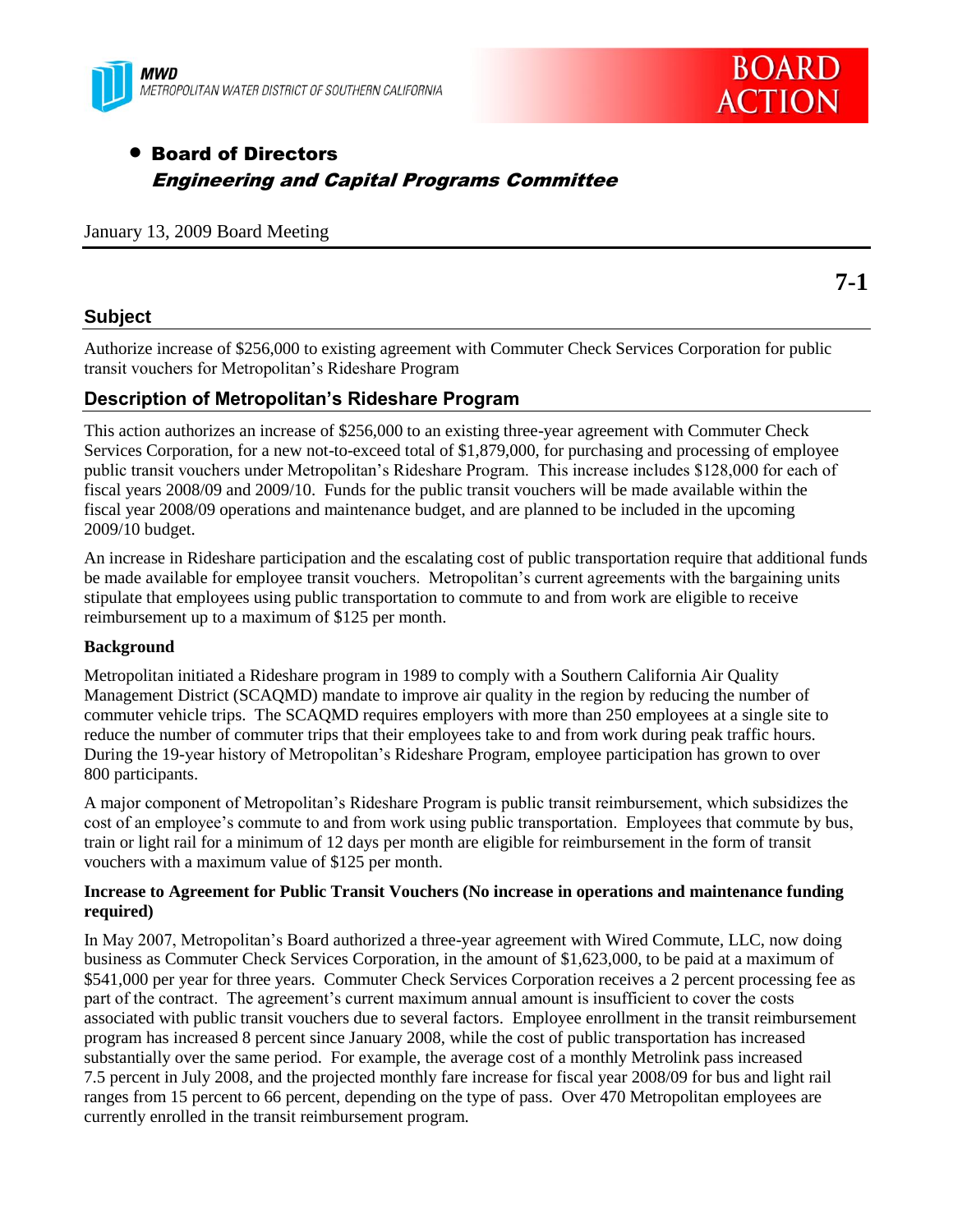MWD
METROPOLITAN WATER DISTRICT OF SOUTHERN CALIFORNIA

**BOARD ACTION**

- **Board of Directors**
  ***Engineering and Capital Programs Committee***

January 13, 2009 Board Meeting

**7-1**

## Subject

Authorize increase of $256,000 to existing agreement with Commuter Check Services Corporation for public transit vouchers for Metropolitan's Rideshare Program

## Description of Metropolitan's Rideshare Program

This action authorizes an increase of $256,000 to an existing three-year agreement with Commuter Check Services Corporation, for a new not-to-exceed total of $1,879,000, for purchasing and processing of employee public transit vouchers under Metropolitan's Rideshare Program. This increase includes $128,000 for each of fiscal years 2008/09 and 2009/10. Funds for the public transit vouchers will be made available within the fiscal year 2008/09 operations and maintenance budget, and are planned to be included in the upcoming 2009/10 budget.

An increase in Rideshare participation and the escalating cost of public transportation require that additional funds be made available for employee transit vouchers. Metropolitan's current agreements with the bargaining units stipulate that employees using public transportation to commute to and from work are eligible to receive reimbursement up to a maximum of $125 per month.

**Background**

Metropolitan initiated a Rideshare program in 1989 to comply with a Southern California Air Quality Management District (SCAQMD) mandate to improve air quality in the region by reducing the number of commuter vehicle trips. The SCAQMD requires employers with more than 250 employees at a single site to reduce the number of commuter trips that their employees take to and from work during peak traffic hours. During the 19-year history of Metropolitan's Rideshare Program, employee participation has grown to over 800 participants.

A major component of Metropolitan's Rideshare Program is public transit reimbursement, which subsidizes the cost of an employee's commute to and from work using public transportation. Employees that commute by bus, train or light rail for a minimum of 12 days per month are eligible for reimbursement in the form of transit vouchers with a maximum value of $125 per month.

**Increase to Agreement for Public Transit Vouchers (No increase in operations and maintenance funding required)**

In May 2007, Metropolitan's Board authorized a three-year agreement with Wired Commute, LLC, now doing business as Commuter Check Services Corporation, in the amount of $1,623,000, to be paid at a maximum of $541,000 per year for three years. Commuter Check Services Corporation receives a 2 percent processing fee as part of the contract. The agreement's current maximum annual amount is insufficient to cover the costs associated with public transit vouchers due to several factors. Employee enrollment in the transit reimbursement program has increased 8 percent since January 2008, while the cost of public transportation has increased substantially over the same period. For example, the average cost of a monthly Metrolink pass increased 7.5 percent in July 2008, and the projected monthly fare increase for fiscal year 2008/09 for bus and light rail ranges from 15 percent to 66 percent, depending on the type of pass. Over 470 Metropolitan employees are currently enrolled in the transit reimbursement program.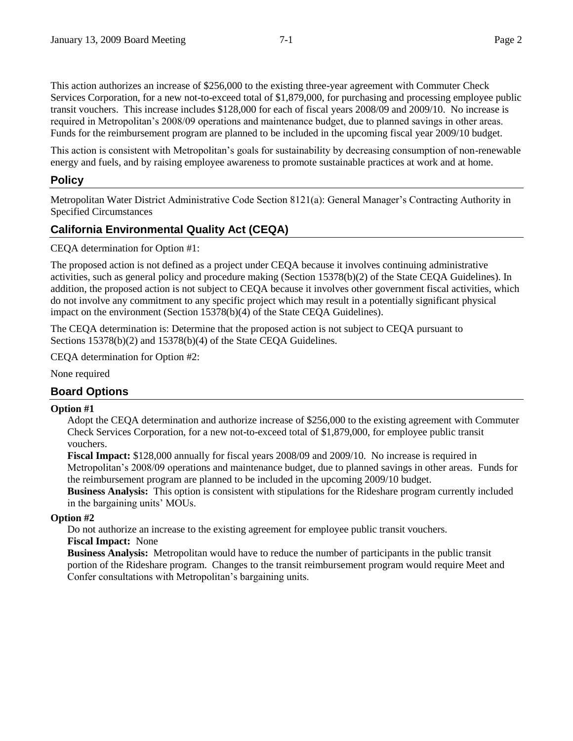This action authorizes an increase of $256,000 to the existing three-year agreement with Commuter Check Services Corporation, for a new not-to-exceed total of $1,879,000, for purchasing and processing employee public transit vouchers. This increase includes $128,000 for each of fiscal years 2008/09 and 2009/10. No increase is required in Metropolitan's 2008/09 operations and maintenance budget, due to planned savings in other areas. Funds for the reimbursement program are planned to be included in the upcoming fiscal year 2009/10 budget.

This action is consistent with Metropolitan's goals for sustainability by decreasing consumption of non-renewable energy and fuels, and by raising employee awareness to promote sustainable practices at work and at home.

## Policy

Metropolitan Water District Administrative Code Section 8121(a): General Manager's Contracting Authority in Specified Circumstances

## California Environmental Quality Act (CEQA)

CEQA determination for Option #1:

The proposed action is not defined as a project under CEQA because it involves continuing administrative activities, such as general policy and procedure making (Section 15378(b)(2) of the State CEQA Guidelines). In addition, the proposed action is not subject to CEQA because it involves other government fiscal activities, which do not involve any commitment to any specific project which may result in a potentially significant physical impact on the environment (Section 15378(b)(4) of the State CEQA Guidelines).

The CEQA determination is: Determine that the proposed action is not subject to CEQA pursuant to Sections 15378(b)(2) and 15378(b)(4) of the State CEQA Guidelines.

CEQA determination for Option #2:

None required

## Board Options

**Option #1**

Adopt the CEQA determination and authorize increase of $256,000 to the existing agreement with Commuter Check Services Corporation, for a new not-to-exceed total of $1,879,000, for employee public transit vouchers.

**Fiscal Impact:** $128,000 annually for fiscal years 2008/09 and 2009/10. No increase is required in Metropolitan's 2008/09 operations and maintenance budget, due to planned savings in other areas. Funds for the reimbursement program are planned to be included in the upcoming 2009/10 budget.

**Business Analysis:** This option is consistent with stipulations for the Rideshare program currently included in the bargaining units' MOUs.

**Option #2**

Do not authorize an increase to the existing agreement for employee public transit vouchers.

**Fiscal Impact:** None

**Business Analysis:** Metropolitan would have to reduce the number of participants in the public transit portion of the Rideshare program. Changes to the transit reimbursement program would require Meet and Confer consultations with Metropolitan's bargaining units.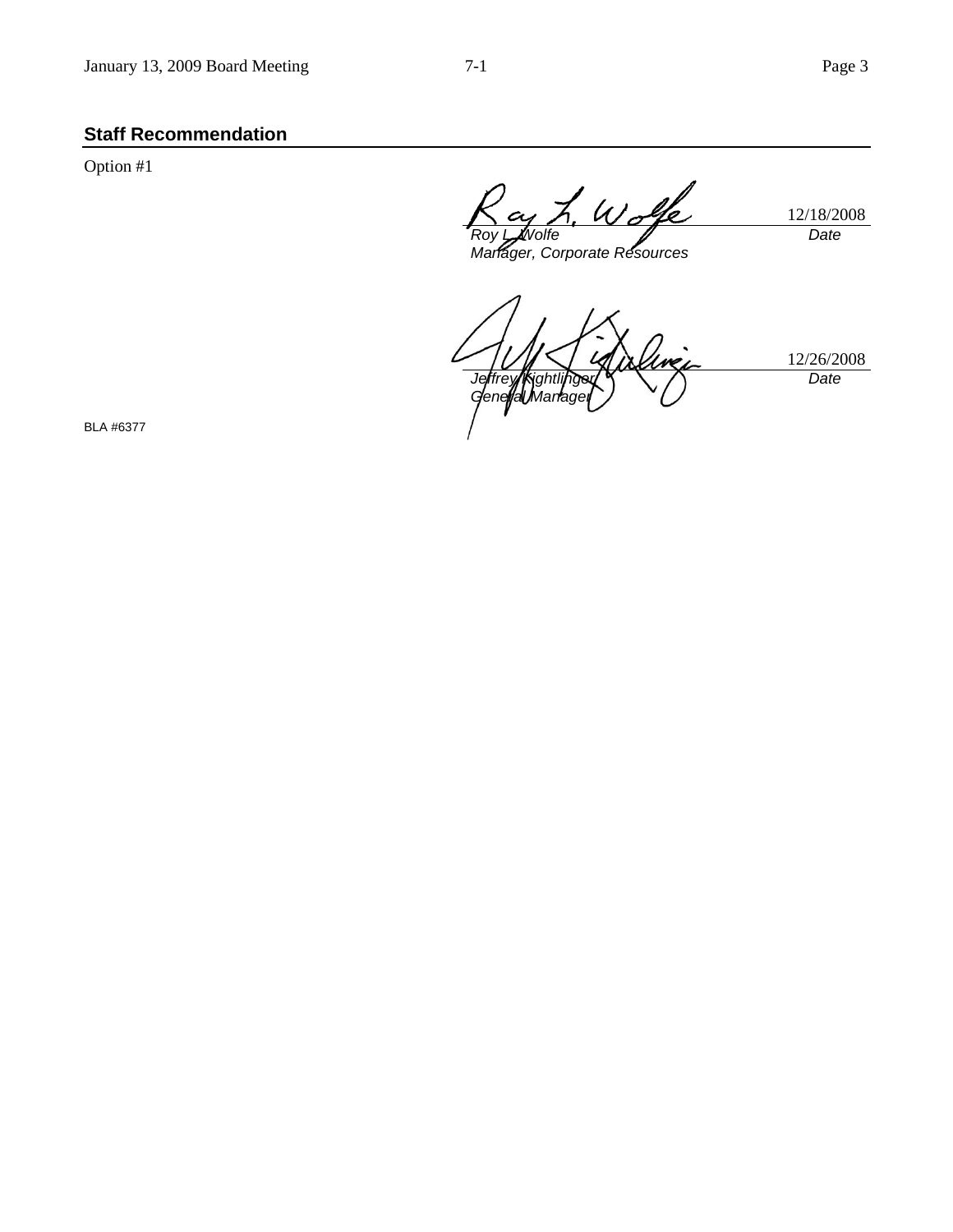## Staff Recommendation

Option #1

| | |
|---|---|
| *Roy L. Wolfe* | 12/18/2008 |
| *Manager, Corporate Resources* | *Date* |

| | |
|---|---|
| *Jeffrey Kightlinger* | 12/26/2008 |
| *General Manager* | *Date* |

BLA #6377